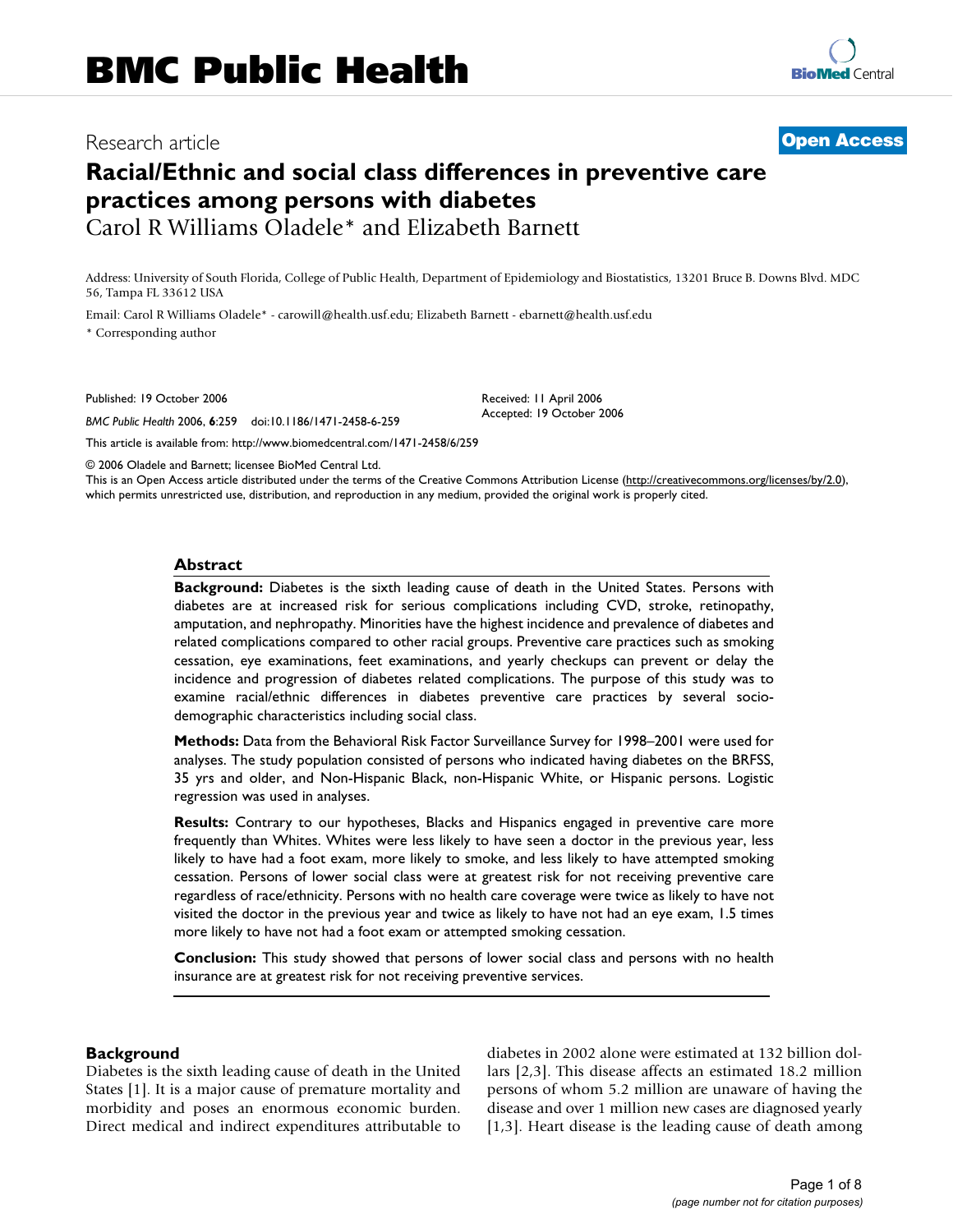# Research article

**Open Access**

# Racial/Ethnic and social class differences in preventive care practices among persons with diabetes

Carol R Williams Oladele* and Elizabeth Barnett

Address: University of South Florida, College of Public Health, Department of Epidemiology and Biostatistics, 13201 Bruce B. Downs Blvd. MDC 56, Tampa FL 33612 USA

Email: Carol R Williams Oladele* - carowill@health.usf.edu; Elizabeth Barnett - ebarnett@health.usf.edu

\* Corresponding author

Published: 19 October 2006

*BMC Public Health* 2006, **6**:259 doi:10.1186/1471-2458-6-259

Received: 11 April 2006
Accepted: 19 October 2006

This article is available from: http://www.biomedcentral.com/1471-2458/6/259

© 2006 Oladele and Barnett; licensee BioMed Central Ltd.
This is an Open Access article distributed under the terms of the Creative Commons Attribution License (http://creativecommons.org/licenses/by/2.0), which permits unrestricted use, distribution, and reproduction in any medium, provided the original work is properly cited.

## Abstract

**Background:** Diabetes is the sixth leading cause of death in the United States. Persons with diabetes are at increased risk for serious complications including CVD, stroke, retinopathy, amputation, and nephropathy. Minorities have the highest incidence and prevalence of diabetes and related complications compared to other racial groups. Preventive care practices such as smoking cessation, eye examinations, feet examinations, and yearly checkups can prevent or delay the incidence and progression of diabetes related complications. The purpose of this study was to examine racial/ethnic differences in diabetes preventive care practices by several socio-demographic characteristics including social class.

**Methods:** Data from the Behavioral Risk Factor Surveillance Survey for 1998–2001 were used for analyses. The study population consisted of persons who indicated having diabetes on the BRFSS, 35 yrs and older, and Non-Hispanic Black, non-Hispanic White, or Hispanic persons. Logistic regression was used in analyses.

**Results:** Contrary to our hypotheses, Blacks and Hispanics engaged in preventive care more frequently than Whites. Whites were less likely to have seen a doctor in the previous year, less likely to have had a foot exam, more likely to smoke, and less likely to have attempted smoking cessation. Persons of lower social class were at greatest risk for not receiving preventive care regardless of race/ethnicity. Persons with no health care coverage were twice as likely to have not visited the doctor in the previous year and twice as likely to have not had an eye exam, 1.5 times more likely to have not had a foot exam or attempted smoking cessation.

**Conclusion:** This study showed that persons of lower social class and persons with no health insurance are at greatest risk for not receiving preventive services.

## Background

Diabetes is the sixth leading cause of death in the United States [1]. It is a major cause of premature mortality and morbidity and poses an enormous economic burden. Direct medical and indirect expenditures attributable to diabetes in 2002 alone were estimated at 132 billion dollars [2,3]. This disease affects an estimated 18.2 million persons of whom 5.2 million are unaware of having the disease and over 1 million new cases are diagnosed yearly [1,3]. Heart disease is the leading cause of death among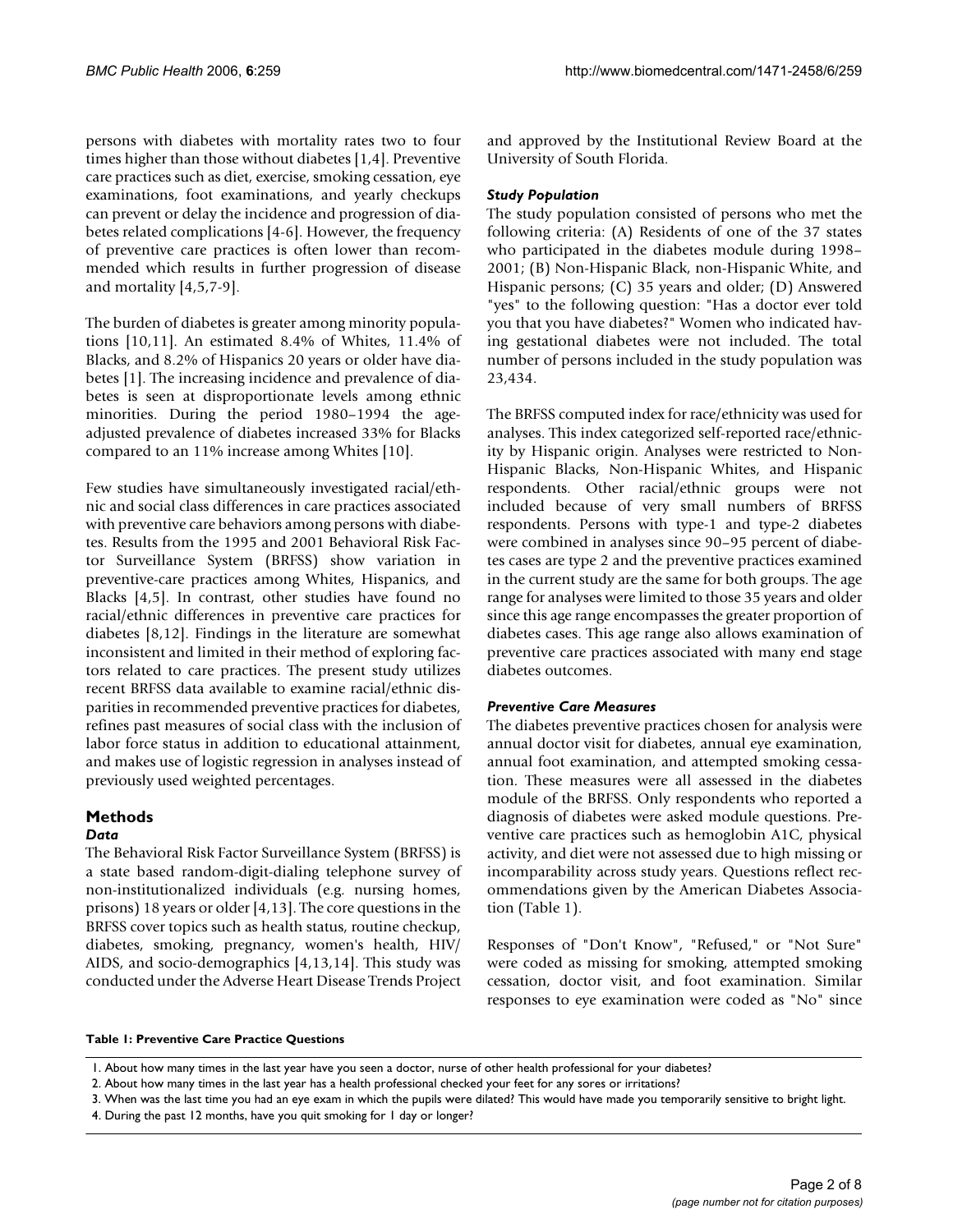persons with diabetes with mortality rates two to four times higher than those without diabetes [1,4]. Preventive care practices such as diet, exercise, smoking cessation, eye examinations, foot examinations, and yearly checkups can prevent or delay the incidence and progression of diabetes related complications [4-6]. However, the frequency of preventive care practices is often lower than recommended which results in further progression of disease and mortality [4,5,7-9].

The burden of diabetes is greater among minority populations [10,11]. An estimated 8.4% of Whites, 11.4% of Blacks, and 8.2% of Hispanics 20 years or older have diabetes [1]. The increasing incidence and prevalence of diabetes is seen at disproportionate levels among ethnic minorities. During the period 1980–1994 the age-adjusted prevalence of diabetes increased 33% for Blacks compared to an 11% increase among Whites [10].

Few studies have simultaneously investigated racial/ethnic and social class differences in care practices associated with preventive care behaviors among persons with diabetes. Results from the 1995 and 2001 Behavioral Risk Factor Surveillance System (BRFSS) show variation in preventive-care practices among Whites, Hispanics, and Blacks [4,5]. In contrast, other studies have found no racial/ethnic differences in preventive care practices for diabetes [8,12]. Findings in the literature are somewhat inconsistent and limited in their method of exploring factors related to care practices. The present study utilizes recent BRFSS data available to examine racial/ethnic disparities in recommended preventive practices for diabetes, refines past measures of social class with the inclusion of labor force status in addition to educational attainment, and makes use of logistic regression in analyses instead of previously used weighted percentages.

## Methods

### *Data*

The Behavioral Risk Factor Surveillance System (BRFSS) is a state based random-digit-dialing telephone survey of non-institutionalized individuals (e.g. nursing homes, prisons) 18 years or older [4,13]. The core questions in the BRFSS cover topics such as health status, routine checkup, diabetes, smoking, pregnancy, women's health, HIV/AIDS, and socio-demographics [4,13,14]. This study was conducted under the Adverse Heart Disease Trends Project and approved by the Institutional Review Board at the University of South Florida.

### *Study Population*

The study population consisted of persons who met the following criteria: (A) Residents of one of the 37 states who participated in the diabetes module during 1998–2001; (B) Non-Hispanic Black, non-Hispanic White, and Hispanic persons; (C) 35 years and older; (D) Answered "yes" to the following question: "Has a doctor ever told you that you have diabetes?" Women who indicated having gestational diabetes were not included. The total number of persons included in the study population was 23,434.

The BRFSS computed index for race/ethnicity was used for analyses. This index categorized self-reported race/ethnicity by Hispanic origin. Analyses were restricted to Non-Hispanic Blacks, Non-Hispanic Whites, and Hispanic respondents. Other racial/ethnic groups were not included because of very small numbers of BRFSS respondents. Persons with type-1 and type-2 diabetes were combined in analyses since 90–95 percent of diabetes cases are type 2 and the preventive practices examined in the current study are the same for both groups. The age range for analyses were limited to those 35 years and older since this age range encompasses the greater proportion of diabetes cases. This age range also allows examination of preventive care practices associated with many end stage diabetes outcomes.

### *Preventive Care Measures*

The diabetes preventive practices chosen for analysis were annual doctor visit for diabetes, annual eye examination, annual foot examination, and attempted smoking cessation. These measures were all assessed in the diabetes module of the BRFSS. Only respondents who reported a diagnosis of diabetes were asked module questions. Preventive care practices such as hemoglobin A1C, physical activity, and diet were not assessed due to high missing or incomparability across study years. Questions reflect recommendations given by the American Diabetes Association (Table 1).

Responses of "Don't Know", "Refused," or "Not Sure" were coded as missing for smoking, attempted smoking cessation, doctor visit, and foot examination. Similar responses to eye examination were coded as "No" since

**Table 1: Preventive Care Practice Questions**

| |
|---|
| 1. About how many times in the last year have you seen a doctor, nurse of other health professional for your diabetes? |
| 2. About how many times in the last year has a health professional checked your feet for any sores or irritations? |
| 3. When was the last time you had an eye exam in which the pupils were dilated? This would have made you temporarily sensitive to bright light. |
| 4. During the past 12 months, have you quit smoking for 1 day or longer? |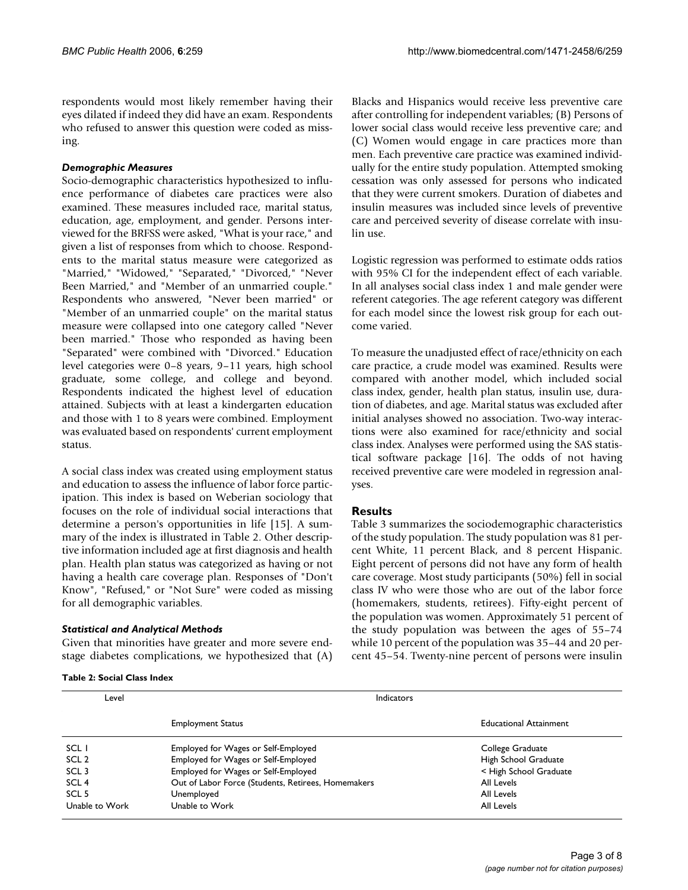respondents would most likely remember having their eyes dilated if indeed they did have an exam. Respondents who refused to answer this question were coded as missing.

### *Demographic Measures*

Socio-demographic characteristics hypothesized to influence performance of diabetes care practices were also examined. These measures included race, marital status, education, age, employment, and gender. Persons interviewed for the BRFSS were asked, "What is your race," and given a list of responses from which to choose. Respondents to the marital status measure were categorized as "Married," "Widowed," "Separated," "Divorced," "Never Been Married," and "Member of an unmarried couple." Respondents who answered, "Never been married" or "Member of an unmarried couple" on the marital status measure were collapsed into one category called "Never been married." Those who responded as having been "Separated" were combined with "Divorced." Education level categories were 0–8 years, 9–11 years, high school graduate, some college, and college and beyond. Respondents indicated the highest level of education attained. Subjects with at least a kindergarten education and those with 1 to 8 years were combined. Employment was evaluated based on respondents' current employment status.

A social class index was created using employment status and education to assess the influence of labor force participation. This index is based on Weberian sociology that focuses on the role of individual social interactions that determine a person's opportunities in life [15]. A summary of the index is illustrated in Table 2. Other descriptive information included age at first diagnosis and health plan. Health plan status was categorized as having or not having a health care coverage plan. Responses of "Don't Know", "Refused," or "Not Sure" were coded as missing for all demographic variables.

### *Statistical and Analytical Methods*

Given that minorities have greater and more severe end-stage diabetes complications, we hypothesized that (A) Blacks and Hispanics would receive less preventive care after controlling for independent variables; (B) Persons of lower social class would receive less preventive care; and (C) Women would engage in care practices more than men. Each preventive care practice was examined individually for the entire study population. Attempted smoking cessation was only assessed for persons who indicated that they were current smokers. Duration of diabetes and insulin measures was included since levels of preventive care and perceived severity of disease correlate with insulin use.

Logistic regression was performed to estimate odds ratios with 95% CI for the independent effect of each variable. In all analyses social class index 1 and male gender were referent categories. The age referent category was different for each model since the lowest risk group for each outcome varied.

To measure the unadjusted effect of race/ethnicity on each care practice, a crude model was examined. Results were compared with another model, which included social class index, gender, health plan status, insulin use, duration of diabetes, and age. Marital status was excluded after initial analyses showed no association. Two-way interactions were also examined for race/ethnicity and social class index. Analyses were performed using the SAS statistical software package [16]. The odds of not having received preventive care were modeled in regression analyses.

## Results

Table 3 summarizes the sociodemographic characteristics of the study population. The study population was 81 percent White, 11 percent Black, and 8 percent Hispanic. Eight percent of persons did not have any form of health care coverage. Most study participants (50%) fell in social class IV who were those who are out of the labor force (homemakers, students, retirees). Fifty-eight percent of the population was women. Approximately 51 percent of the study population was between the ages of 55–74 while 10 percent of the population was 35–44 and 20 percent 45–54. Twenty-nine percent of persons were insulin

**Table 2: Social Class Index**

| Level | Indicators | |
|---|---|---|
| | Employment Status | Educational Attainment |
| SCL 1 | Employed for Wages or Self-Employed | College Graduate |
| SCL 2 | Employed for Wages or Self-Employed | High School Graduate |
| SCL 3 | Employed for Wages or Self-Employed | < High School Graduate |
| SCL 4 | Out of Labor Force (Students, Retirees, Homemakers | All Levels |
| SCL 5 | Unemployed | All Levels |
| Unable to Work | Unable to Work | All Levels |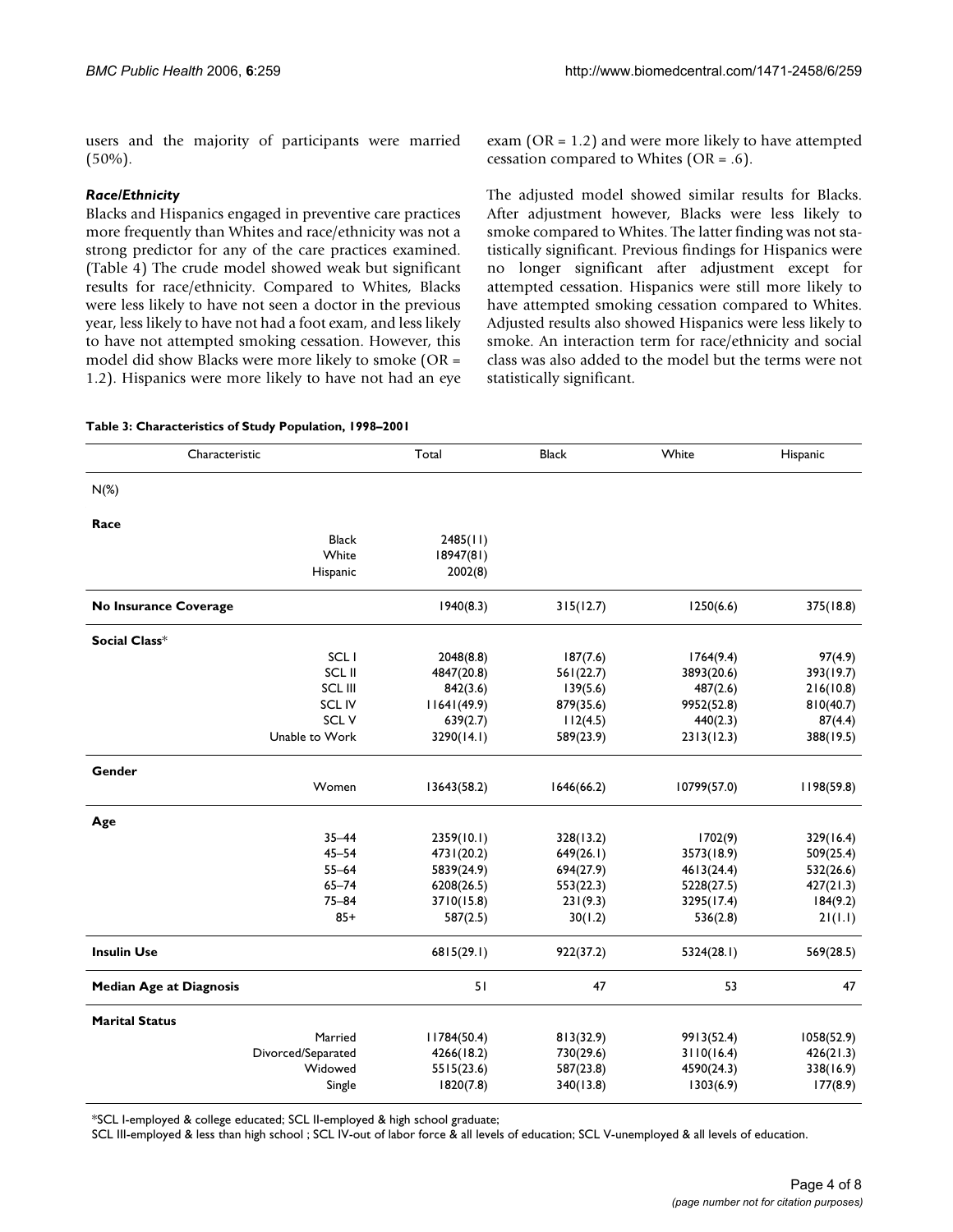users and the majority of participants were married (50%).

### *Race/Ethnicity*

Blacks and Hispanics engaged in preventive care practices more frequently than Whites and race/ethnicity was not a strong predictor for any of the care practices examined. (Table 4) The crude model showed weak but significant results for race/ethnicity. Compared to Whites, Blacks were less likely to have not seen a doctor in the previous year, less likely to have not had a foot exam, and less likely to have not attempted smoking cessation. However, this model did show Blacks were more likely to smoke (OR = 1.2). Hispanics were more likely to have not had an eye exam (OR = 1.2) and were more likely to have attempted cessation compared to Whites (OR = .6).

The adjusted model showed similar results for Blacks. After adjustment however, Blacks were less likely to smoke compared to Whites. The latter finding was not statistically significant. Previous findings for Hispanics were no longer significant after adjustment except for attempted cessation. Hispanics were still more likely to have attempted smoking cessation compared to Whites. Adjusted results also showed Hispanics were less likely to smoke. An interaction term for race/ethnicity and social class was also added to the model but the terms were not statistically significant.

**Table 3: Characteristics of Study Population, 1998–2001**

| Characteristic | | Total | Black | White | Hispanic |
|---|---|---|---|---|---|
| N(%) | | | | | |
| **Race** | | | | | |
| | Black | 2485(11) | | | |
| | White | 18947(81) | | | |
| | Hispanic | 2002(8) | | | |
| **No Insurance Coverage** | | 1940(8.3) | 315(12.7) | 1250(6.6) | 375(18.8) |
| **Social Class*** | | | | | |
| | SCL I | 2048(8.8) | 187(7.6) | 1764(9.4) | 97(4.9) |
| | SCL II | 4847(20.8) | 561(22.7) | 3893(20.6) | 393(19.7) |
| | SCL III | 842(3.6) | 139(5.6) | 487(2.6) | 216(10.8) |
| | SCL IV | 11641(49.9) | 879(35.6) | 9952(52.8) | 810(40.7) |
| | SCL V | 639(2.7) | 112(4.5) | 440(2.3) | 87(4.4) |
| | Unable to Work | 3290(14.1) | 589(23.9) | 2313(12.3) | 388(19.5) |
| **Gender** | | | | | |
| | Women | 13643(58.2) | 1646(66.2) | 10799(57.0) | 1198(59.8) |
| **Age** | | | | | |
| | 35–44 | 2359(10.1) | 328(13.2) | 1702(9) | 329(16.4) |
| | 45–54 | 4731(20.2) | 649(26.1) | 3573(18.9) | 509(25.4) |
| | 55–64 | 5839(24.9) | 694(27.9) | 4613(24.4) | 532(26.6) |
| | 65–74 | 6208(26.5) | 553(22.3) | 5228(27.5) | 427(21.3) |
| | 75–84 | 3710(15.8) | 231(9.3) | 3295(17.4) | 184(9.2) |
| | 85+ | 587(2.5) | 30(1.2) | 536(2.8) | 21(1.1) |
| **Insulin Use** | | 6815(29.1) | 922(37.2) | 5324(28.1) | 569(28.5) |
| **Median Age at Diagnosis** | | 51 | 47 | 53 | 47 |
| **Marital Status** | | | | | |
| | Married | 11784(50.4) | 813(32.9) | 9913(52.4) | 1058(52.9) |
| | Divorced/Separated | 4266(18.2) | 730(29.6) | 3110(16.4) | 426(21.3) |
| | Widowed | 5515(23.6) | 587(23.8) | 4590(24.3) | 338(16.9) |
| | Single | 1820(7.8) | 340(13.8) | 1303(6.9) | 177(8.9) |

*SCL I-employed & college educated; SCL II-employed & high school graduate;
SCL III-employed & less than high school ; SCL IV-out of labor force & all levels of education; SCL V-unemployed & all levels of education.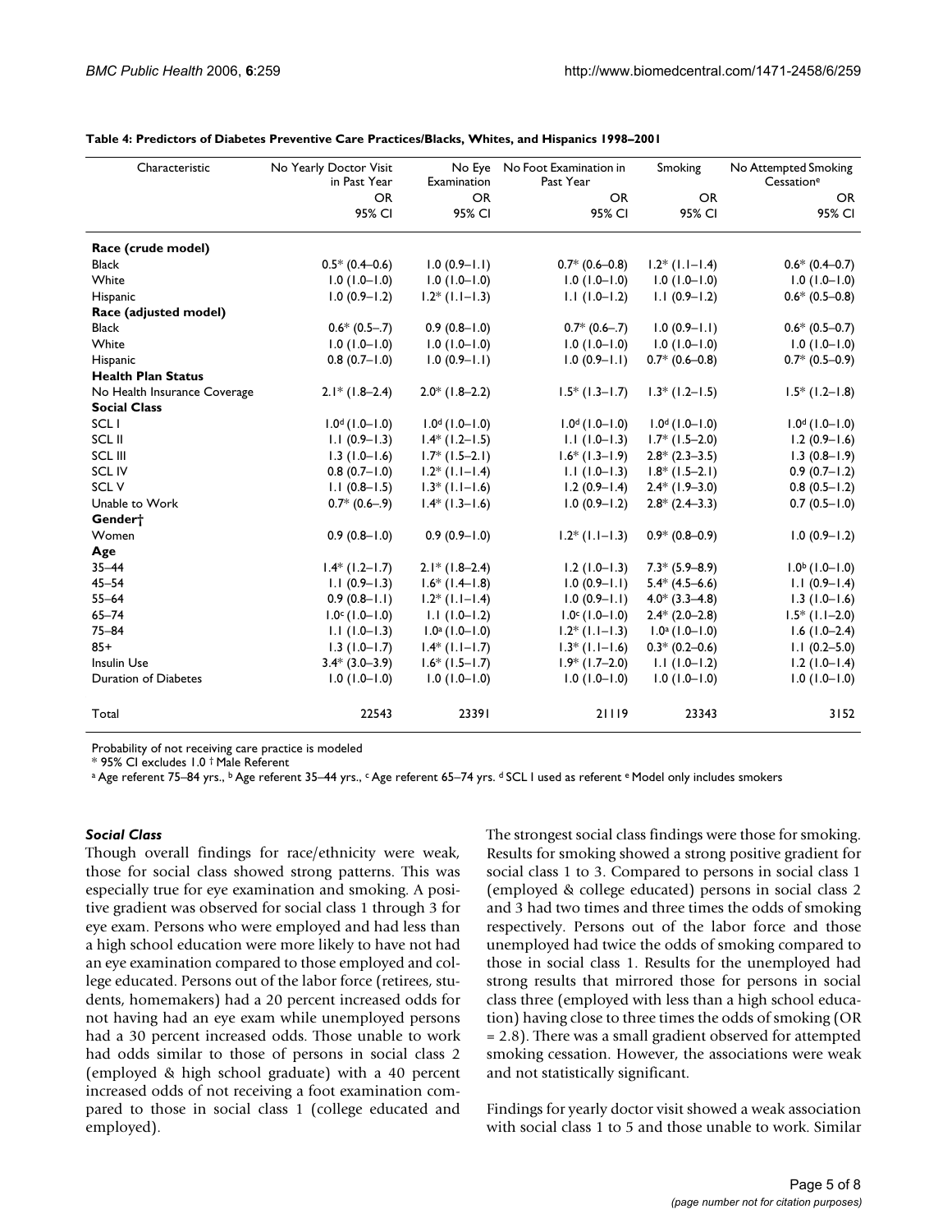**Table 4: Predictors of Diabetes Preventive Care Practices/Blacks, Whites, and Hispanics 1998–2001**

| Characteristic | No Yearly Doctor Visit in Past Year | No Eye Examination | No Foot Examination in Past Year | Smoking | No Attempted Smoking Cessation[e] |
|---|---|---|---|---|---|
| | OR 95% CI | OR 95% CI | OR 95% CI | OR 95% CI | OR 95% CI |
| **Race (crude model)** | | | | | |
| Black | 0.5* (0.4–0.6) | 1.0 (0.9–1.1) | 0.7* (0.6–0.8) | 1.2* (1.1–1.4) | 0.6* (0.4–0.7) |
| White | 1.0 (1.0–1.0) | 1.0 (1.0–1.0) | 1.0 (1.0–1.0) | 1.0 (1.0–1.0) | 1.0 (1.0–1.0) |
| Hispanic | 1.0 (0.9–1.2) | 1.2* (1.1–1.3) | 1.1 (1.0–1.2) | 1.1 (0.9–1.2) | 0.6* (0.5–0.8) |
| **Race (adjusted model)** | | | | | |
| Black | 0.6* (0.5–.7) | 0.9 (0.8–1.0) | 0.7* (0.6–.7) | 1.0 (0.9–1.1) | 0.6* (0.5–0.7) |
| White | 1.0 (1.0–1.0) | 1.0 (1.0–1.0) | 1.0 (1.0–1.0) | 1.0 (1.0–1.0) | 1.0 (1.0–1.0) |
| Hispanic | 0.8 (0.7–1.0) | 1.0 (0.9–1.1) | 1.0 (0.9–1.1) | 0.7* (0.6–0.8) | 0.7* (0.5–0.9) |
| **Health Plan Status** | | | | | |
| No Health Insurance Coverage | 2.1* (1.8–2.4) | 2.0* (1.8–2.2) | 1.5* (1.3–1.7) | 1.3* (1.2–1.5) | 1.5* (1.2–1.8) |
| **Social Class** | | | | | |
| SCL I | 1.0[d] (1.0–1.0) | 1.0[d] (1.0–1.0) | 1.0[d] (1.0–1.0) | 1.0[d] (1.0–1.0) | 1.0[d] (1.0–1.0) |
| SCL II | 1.1 (0.9–1.3) | 1.4* (1.2–1.5) | 1.1 (1.0–1.3) | 1.7* (1.5–2.0) | 1.2 (0.9–1.6) |
| SCL III | 1.3 (1.0–1.6) | 1.7* (1.5–2.1) | 1.6* (1.3–1.9) | 2.8* (2.3–3.5) | 1.3 (0.8–1.9) |
| SCL IV | 0.8 (0.7–1.0) | 1.2* (1.1–1.4) | 1.1 (1.0–1.3) | 1.8* (1.5–2.1) | 0.9 (0.7–1.2) |
| SCL V | 1.1 (0.8–1.5) | 1.3* (1.1–1.6) | 1.2 (0.9–1.4) | 2.4* (1.9–3.0) | 0.8 (0.5–1.2) |
| Unable to Work | 0.7* (0.6–.9) | 1.4* (1.3–1.6) | 1.0 (0.9–1.2) | 2.8* (2.4–3.3) | 0.7 (0.5–1.0) |
| **Gender†** | | | | | |
| Women | 0.9 (0.8–1.0) | 0.9 (0.9–1.0) | 1.2* (1.1–1.3) | 0.9* (0.8–0.9) | 1.0 (0.9–1.2) |
| **Age** | | | | | |
| 35–44 | 1.4* (1.2–1.7) | 2.1* (1.8–2.4) | 1.2 (1.0–1.3) | 7.3* (5.9–8.9) | 1.0[b] (1.0–1.0) |
| 45–54 | 1.1 (0.9–1.3) | 1.6* (1.4–1.8) | 1.0 (0.9–1.1) | 5.4* (4.5–6.6) | 1.1 (0.9–1.4) |
| 55–64 | 0.9 (0.8–1.1) | 1.2* (1.1–1.4) | 1.0 (0.9–1.1) | 4.0* (3.3–4.8) | 1.3 (1.0–1.6) |
| 65–74 | 1.0[c] (1.0–1.0) | 1.1 (1.0–1.2) | 1.0[c] (1.0–1.0) | 2.4* (2.0–2.8) | 1.5* (1.1–2.0) |
| 75–84 | 1.1 (1.0–1.3) | 1.0[a] (1.0–1.0) | 1.2* (1.1–1.3) | 1.0[a] (1.0–1.0) | 1.6 (1.0–2.4) |
| 85+ | 1.3 (1.0–1.7) | 1.4* (1.1–1.7) | 1.3* (1.1–1.6) | 0.3* (0.2–0.6) | 1.1 (0.2–5.0) |
| Insulin Use | 3.4* (3.0–3.9) | 1.6* (1.5–1.7) | 1.9* (1.7–2.0) | 1.1 (1.0–1.2) | 1.2 (1.0–1.4) |
| Duration of Diabetes | 1.0 (1.0–1.0) | 1.0 (1.0–1.0) | 1.0 (1.0–1.0) | 1.0 (1.0–1.0) | 1.0 (1.0–1.0) |
| Total | 22543 | 23391 | 21119 | 23343 | 3152 |

Probability of not receiving care practice is modeled
* 95% CI excludes 1.0 † Male Referent
[a] Age referent 75–84 yrs., [b] Age referent 35–44 yrs., [c] Age referent 65–74 yrs. [d] SCL I used as referent [e] Model only includes smokers

### *Social Class*

Though overall findings for race/ethnicity were weak, those for social class showed strong patterns. This was especially true for eye examination and smoking. A positive gradient was observed for social class 1 through 3 for eye exam. Persons who were employed and had less than a high school education were more likely to have not had an eye examination compared to those employed and college educated. Persons out of the labor force (retirees, students, homemakers) had a 20 percent increased odds for not having had an eye exam while unemployed persons had a 30 percent increased odds. Those unable to work had odds similar to those of persons in social class 2 (employed & high school graduate) with a 40 percent increased odds of not receiving a foot examination compared to those in social class 1 (college educated and employed).

The strongest social class findings were those for smoking. Results for smoking showed a strong positive gradient for social class 1 to 3. Compared to persons in social class 1 (employed & college educated) persons in social class 2 and 3 had two times and three times the odds of smoking respectively. Persons out of the labor force and those unemployed had twice the odds of smoking compared to those in social class 1. Results for the unemployed had strong results that mirrored those for persons in social class three (employed with less than a high school education) having close to three times the odds of smoking (OR = 2.8). There was a small gradient observed for attempted smoking cessation. However, the associations were weak and not statistically significant.

Findings for yearly doctor visit showed a weak association with social class 1 to 5 and those unable to work. Similar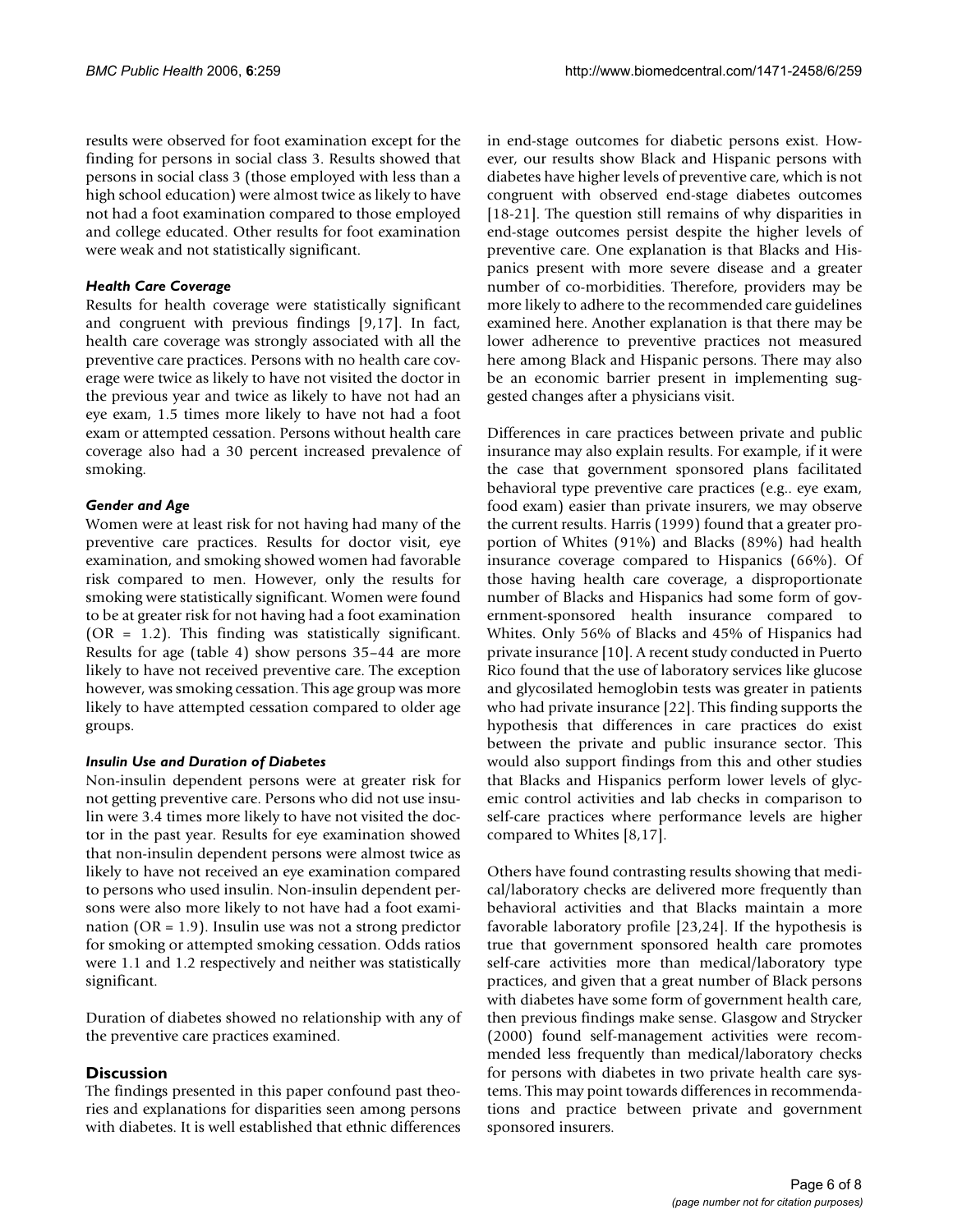results were observed for foot examination except for the finding for persons in social class 3. Results showed that persons in social class 3 (those employed with less than a high school education) were almost twice as likely to have not had a foot examination compared to those employed and college educated. Other results for foot examination were weak and not statistically significant.

### *Health Care Coverage*

Results for health coverage were statistically significant and congruent with previous findings [9,17]. In fact, health care coverage was strongly associated with all the preventive care practices. Persons with no health care coverage were twice as likely to have not visited the doctor in the previous year and twice as likely to have not had an eye exam, 1.5 times more likely to have not had a foot exam or attempted cessation. Persons without health care coverage also had a 30 percent increased prevalence of smoking.

### *Gender and Age*

Women were at least risk for not having had many of the preventive care practices. Results for doctor visit, eye examination, and smoking showed women had favorable risk compared to men. However, only the results for smoking were statistically significant. Women were found to be at greater risk for not having had a foot examination (OR = 1.2). This finding was statistically significant. Results for age (table 4) show persons 35–44 are more likely to have not received preventive care. The exception however, was smoking cessation. This age group was more likely to have attempted cessation compared to older age groups.

### *Insulin Use and Duration of Diabetes*

Non-insulin dependent persons were at greater risk for not getting preventive care. Persons who did not use insulin were 3.4 times more likely to have not visited the doctor in the past year. Results for eye examination showed that non-insulin dependent persons were almost twice as likely to have not received an eye examination compared to persons who used insulin. Non-insulin dependent persons were also more likely to not have had a foot examination (OR = 1.9). Insulin use was not a strong predictor for smoking or attempted smoking cessation. Odds ratios were 1.1 and 1.2 respectively and neither was statistically significant.

Duration of diabetes showed no relationship with any of the preventive care practices examined.

## Discussion

The findings presented in this paper confound past theories and explanations for disparities seen among persons with diabetes. It is well established that ethnic differences in end-stage outcomes for diabetic persons exist. However, our results show Black and Hispanic persons with diabetes have higher levels of preventive care, which is not congruent with observed end-stage diabetes outcomes [18-21]. The question still remains of why disparities in end-stage outcomes persist despite the higher levels of preventive care. One explanation is that Blacks and Hispanics present with more severe disease and a greater number of co-morbidities. Therefore, providers may be more likely to adhere to the recommended care guidelines examined here. Another explanation is that there may be lower adherence to preventive practices not measured here among Black and Hispanic persons. There may also be an economic barrier present in implementing suggested changes after a physicians visit.

Differences in care practices between private and public insurance may also explain results. For example, if it were the case that government sponsored plans facilitated behavioral type preventive care practices (e.g.. eye exam, food exam) easier than private insurers, we may observe the current results. Harris (1999) found that a greater proportion of Whites (91%) and Blacks (89%) had health insurance coverage compared to Hispanics (66%). Of those having health care coverage, a disproportionate number of Blacks and Hispanics had some form of government-sponsored health insurance compared to Whites. Only 56% of Blacks and 45% of Hispanics had private insurance [10]. A recent study conducted in Puerto Rico found that the use of laboratory services like glucose and glycosilated hemoglobin tests was greater in patients who had private insurance [22]. This finding supports the hypothesis that differences in care practices do exist between the private and public insurance sector. This would also support findings from this and other studies that Blacks and Hispanics perform lower levels of glycemic control activities and lab checks in comparison to self-care practices where performance levels are higher compared to Whites [8,17].

Others have found contrasting results showing that medical/laboratory checks are delivered more frequently than behavioral activities and that Blacks maintain a more favorable laboratory profile [23,24]. If the hypothesis is true that government sponsored health care promotes self-care activities more than medical/laboratory type practices, and given that a great number of Black persons with diabetes have some form of government health care, then previous findings make sense. Glasgow and Strycker (2000) found self-management activities were recommended less frequently than medical/laboratory checks for persons with diabetes in two private health care systems. This may point towards differences in recommendations and practice between private and government sponsored insurers.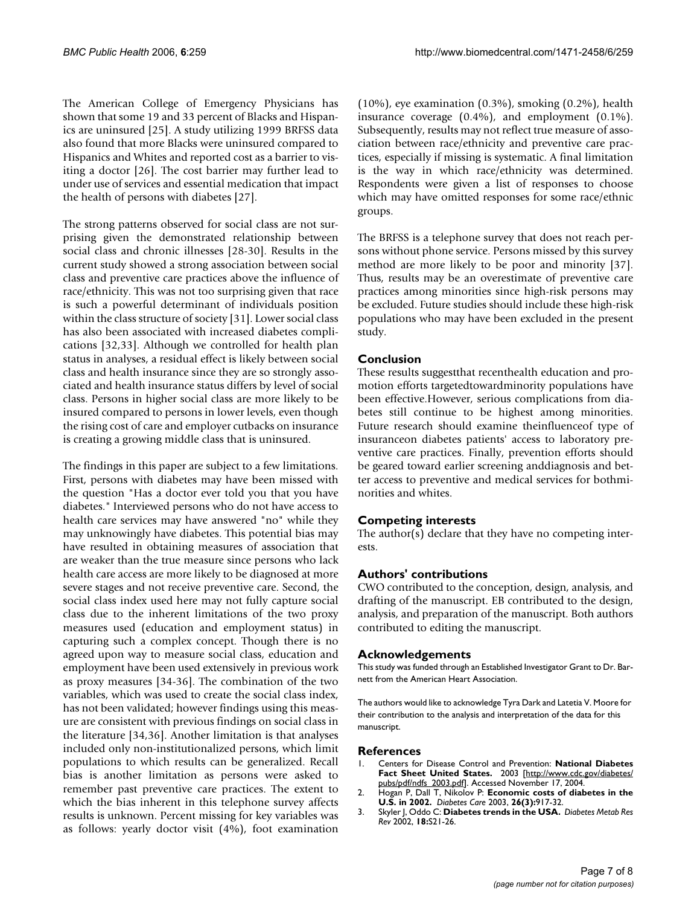The American College of Emergency Physicians has shown that some 19 and 33 percent of Blacks and Hispanics are uninsured [25]. A study utilizing 1999 BRFSS data also found that more Blacks were uninsured compared to Hispanics and Whites and reported cost as a barrier to visiting a doctor [26]. The cost barrier may further lead to under use of services and essential medication that impact the health of persons with diabetes [27].

The strong patterns observed for social class are not surprising given the demonstrated relationship between social class and chronic illnesses [28-30]. Results in the current study showed a strong association between social class and preventive care practices above the influence of race/ethnicity. This was not too surprising given that race is such a powerful determinant of individuals position within the class structure of society [31]. Lower social class has also been associated with increased diabetes complications [32,33]. Although we controlled for health plan status in analyses, a residual effect is likely between social class and health insurance since they are so strongly associated and health insurance status differs by level of social class. Persons in higher social class are more likely to be insured compared to persons in lower levels, even though the rising cost of care and employer cutbacks on insurance is creating a growing middle class that is uninsured.

The findings in this paper are subject to a few limitations. First, persons with diabetes may have been missed with the question "Has a doctor ever told you that you have diabetes." Interviewed persons who do not have access to health care services may have answered "no" while they may unknowingly have diabetes. This potential bias may have resulted in obtaining measures of association that are weaker than the true measure since persons who lack health care access are more likely to be diagnosed at more severe stages and not receive preventive care. Second, the social class index used here may not fully capture social class due to the inherent limitations of the two proxy measures used (education and employment status) in capturing such a complex concept. Though there is no agreed upon way to measure social class, education and employment have been used extensively in previous work as proxy measures [34-36]. The combination of the two variables, which was used to create the social class index, has not been validated; however findings using this measure are consistent with previous findings on social class in the literature [34,36]. Another limitation is that analyses included only non-institutionalized persons, which limit populations to which results can be generalized. Recall bias is another limitation as persons were asked to remember past preventive care practices. The extent to which the bias inherent in this telephone survey affects results is unknown. Percent missing for key variables was as follows: yearly doctor visit (4%), foot examination (10%), eye examination (0.3%), smoking (0.2%), health insurance coverage (0.4%), and employment (0.1%). Subsequently, results may not reflect true measure of association between race/ethnicity and preventive care practices, especially if missing is systematic. A final limitation is the way in which race/ethnicity was determined. Respondents were given a list of responses to choose which may have omitted responses for some race/ethnic groups.

The BRFSS is a telephone survey that does not reach persons without phone service. Persons missed by this survey method are more likely to be poor and minority [37]. Thus, results may be an overestimate of preventive care practices among minorities since high-risk persons may be excluded. Future studies should include these high-risk populations who may have been excluded in the present study.

## Conclusion

These results suggestthat recenthealth education and promotion efforts targetedtowardminority populations have been effective.However, serious complications from diabetes still continue to be highest among minorities. Future research should examine theinfluenceof type of insuranceon diabetes patients' access to laboratory preventive care practices. Finally, prevention efforts should be geared toward earlier screening anddiagnosis and better access to preventive and medical services for bothminorities and whites.

## Competing interests

The author(s) declare that they have no competing interests.

## Authors' contributions

CWO contributed to the conception, design, analysis, and drafting of the manuscript. EB contributed to the design, analysis, and preparation of the manuscript. Both authors contributed to editing the manuscript.

## Acknowledgements

This study was funded through an Established Investigator Grant to Dr. Barnett from the American Heart Association.

The authors would like to acknowledge Tyra Dark and Latetia V. Moore for their contribution to the analysis and interpretation of the data for this manuscript.

## References

1. Centers for Disease Control and Prevention: **National Diabetes Fact Sheet United States.** 2003 [http://www.cdc.gov/diabetes/pubs/pdf/ndfs_2003.pdf]. Accessed November 17, 2004.
2. Hogan P, Dall T, Nikolov P: **Economic costs of diabetes in the U.S. in 2002.** *Diabetes Care* 2003, **26(3):**917-32.
3. Skyler J, Oddo C: **Diabetes trends in the USA.** *Diabetes Metab Res Rev* 2002, **18:**S21-26.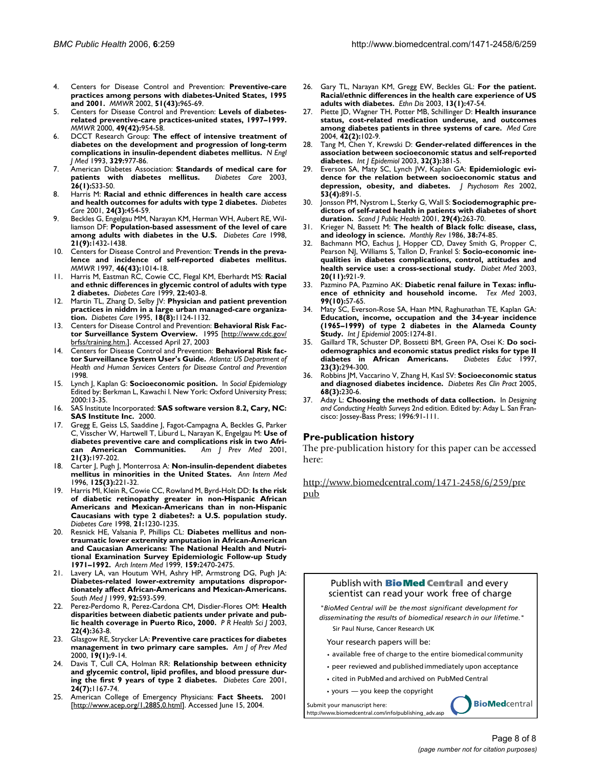4. Centers for Disease Control and Prevention: **Preventive-care practices among persons with diabetes-United States, 1995 and 2001.** *MMWR* 2002, **51(43):**965-69.
5. Centers for Disease Control and Prevention: **Levels of diabetes-related preventive-care practices-united states, 1997–1999.** *MMWR* 2000, **49(42):**954-58.
6. DCCT Research Group: **The effect of intensive treatment of diabetes on the development and progression of long-term complications in insulin-dependent diabetes mellitus.** *N Engl J Med* 1993, **329:**977-86.
7. American Diabetes Association: **Standards of medical care for patients with diabetes mellitus.** *Diabetes Care* 2003, **26(1):**S33-50.
8. Harris M: **Racial and ethnic differences in health care access and health outcomes for adults with type 2 diabetes.** *Diabetes Care* 2001, **24(3):**454-59.
9. Beckles G, Engelgau MM, Narayan KM, Herman WH, Aubert RE, Williamson DF: **Population-based assessment of the level of care among adults with diabetes in the U.S.** *Diabetes Care* 1998, **21(9):**1432-1438.
10. Centers for Disease Control and Prevention: **Trends in the prevalence and incidence of self-reported diabetes mellitus.** *MMWR* 1997, **46(43):**1014-18.
11. Harris M, Eastman RC, Cowie CC, Flegal KM, Eberhardt MS: **Racial and ethnic differences in glycemic control of adults with type 2 diabetes.** *Diabetes Care* 1999, **22:**403-8.
12. Martin TL, Zhang D, Selby JV: **Physician and patient prevention practices in niddm in a large urban managed-care organization.** *Diabetes Care* 1995, **18(8):**1124-1132.
13. Centers for Disease Control and Prevention: **Behavioral Risk Factor Surveillance System Overview.** 1995 [http://www.cdc.gov/brfss/training.htm.]. Accessed April 27, 2003
14. Centers for Disease Control and Prevention: **Behavioral Risk factor Surveillance System User's Guide.** *Atlanta: US Department of Health and Human Services Centers for Disease Control and Prevention* 1998.
15. Lynch J, Kaplan G: **Socioeconomic position.** In *Social Epidemiology* Edited by: Berkman L, Kawachi I. New York: Oxford University Press; 2000:13-35.
16. SAS Institute Incorporated: **SAS software version 8.2, Cary, NC: SAS Institute Inc.** 2000.
17. Gregg E, Geiss LS, Saaddine J, Fagot-Campagna A, Beckles G, Parker C, Visscher W, Hartwell T, Liburd L, Narayan K, Engelgau M: **Use of diabetes preventive care and complications risk in two African American Communities.** *Am J Prev Med* 2001, **21(3):**197-202.
18. Carter J, Pugh J, Monterrosa A: **Non-insulin-dependent diabetes mellitus in minorities in the United States.** *Ann Intern Med* 1996, **125(3):**221-32.
19. Harris MI, Klein R, Cowie CC, Rowland M, Byrd-Holt DD: **Is the risk of diabetic retinopathy greater in non-Hispanic African Americans and Mexican-Americans than in non-Hispanic Caucasians with type 2 diabetes?: a U.S. population study.** *Diabetes Care* 1998, **21:**1230-1235.
20. Resnick HE, Valsania P, Phillips CL: **Diabetes mellitus and non-traumatic lower extremity amputation in African-American and Caucasian Americans: The National Health and Nutritional Examination Survey Epidemiologic Follow-up Study 1971–1992.** *Arch Intern Med* 1999, **159:**2470-2475.
21. Lavery LA, van Houtum WH, Ashry HP, Armstrong DG, Pugh JA: **Diabetes-related lower-extremity amputations disproportionately affect African-Americans and Mexican-Americans.** *South Med J* 1999, **92:**593-599.
22. Perez-Perdomo R, Perez-Cardona CM, Disdier-Flores OM: **Health disparities between diabetic patients under private and public health coverage in Puerto Rico, 2000.** *P R Health Sci J* 2003, **22(4):**363-8.
23. Glasgow RE, Strycker LA: **Preventive care practices for diabetes management in two primary care samples.** *Am J of Prev Med* 2000, **19(1):**9-14.
24. Davis T, Cull CA, Holman RR: **Relationship between ethnicity and glycemic control, lipid profiles, and blood pressure during the first 9 years of type 2 diabetes.** *Diabetes Care* 2001, **24(7):**1167-74.
25. American College of Emergency Physicians: **Fact Sheets.** 2001 [http://www.acep.org/1,2885,0.html]. Accessed June 15, 2004.
26. Gary TL, Narayan KM, Gregg EW, Beckles GL: **For the patient. Racial/ethnic differences in the health care experience of US adults with diabetes.** *Ethn Dis* 2003, **13(1):**47-54.
27. Piette JD, Wagner TH, Potter MB, Schillinger D: **Health insurance status, cost-related medication underuse, and outcomes among diabetes patients in three systems of care.** *Med Care* 2004, **42(2):**102-9.
28. Tang M, Chen Y, Krewski D: **Gender-related differences in the association between socioeconomic status and self-reported diabetes.** *Int J Epidemiol* 2003, **32(3):**381-5.
29. Everson SA, Maty SC, Lynch JW, Kaplan GA: **Epidemiologic evidence for the relation between socioeconomic status and depression, obesity, and diabetes.** *J Psychosom Res* 2002, **53(4):**891-5.
30. Jonsson PM, Nystrom L, Sterky G, Wall S: **Sociodemographic predictors of self-rated health in patients with diabetes of short duration.** *Scand J Public Health* 2001, **29(4):**263-70.
31. Krieger N, Bassett M: **The health of Black folk: disease, class, and ideology in science.** *Monthly Rev* 1986, **38:**74-85.
32. Bachmann MO, Eachus J, Hopper CD, Davey Smith G, Propper C, Pearson NJ, Williams S, Tallon D, Frankel S: **Socio-economic inequalities in diabetes complications, control, attitudes and health service use: a cross-sectional study.** *Diabet Med* 2003, **20(11):**921-9.
33. Pazmino PA, Pazmino AK: **Diabetic renal failure in Texas: influence of ethnicity and household income.** *Tex Med* 2003, **99(10):**57-65.
34. Maty SC, Everson-Rose SA, Haan MN, Raghunathan TE, Kaplan GA: **Education, income, occupation and the 34-year incidence (1965–1999) of type 2 diabetes in the Alameda County Study.** *Int J Epidemiol* 2005:1274-81.
35. Gaillard TR, Schuster DP, Bossetti BM, Green PA, Osei K: **Do sociodemographics and economic status predict risks for type II diabetes in African Americans.** *Diabetes Educ* 1997, **23(3):**294-300.
36. Robbins JM, Vaccarino V, Zhang H, Kasl SV: **Socioeconomic status and diagnosed diabetes incidence.** *Diabetes Res Clin Pract* 2005, **68(3):**230-6.
37. Aday L: **Choosing the methods of data collection.** In *Designing and Conducting Health Surveys* 2nd edition. Edited by: Aday L. San Francisco: Jossey-Bass Press; 1996:91-111.

## Pre-publication history

The pre-publication history for this paper can be accessed here:

http://www.biomedcentral.com/1471-2458/6/259/prepub

Publish with **BioMed Central** and every scientist can read your work free of charge

*"BioMed Central will be the most significant development for disseminating the results of biomedical research in our lifetime."*
Sir Paul Nurse, Cancer Research UK

Your research papers will be:

- available free of charge to the entire biomedical community
- peer reviewed and published immediately upon acceptance
- cited in PubMed and archived on PubMed Central
- yours — you keep the copyright

Submit your manuscript here:
http://www.biomedcentral.com/info/publishing_adv.asp

BioMedcentral